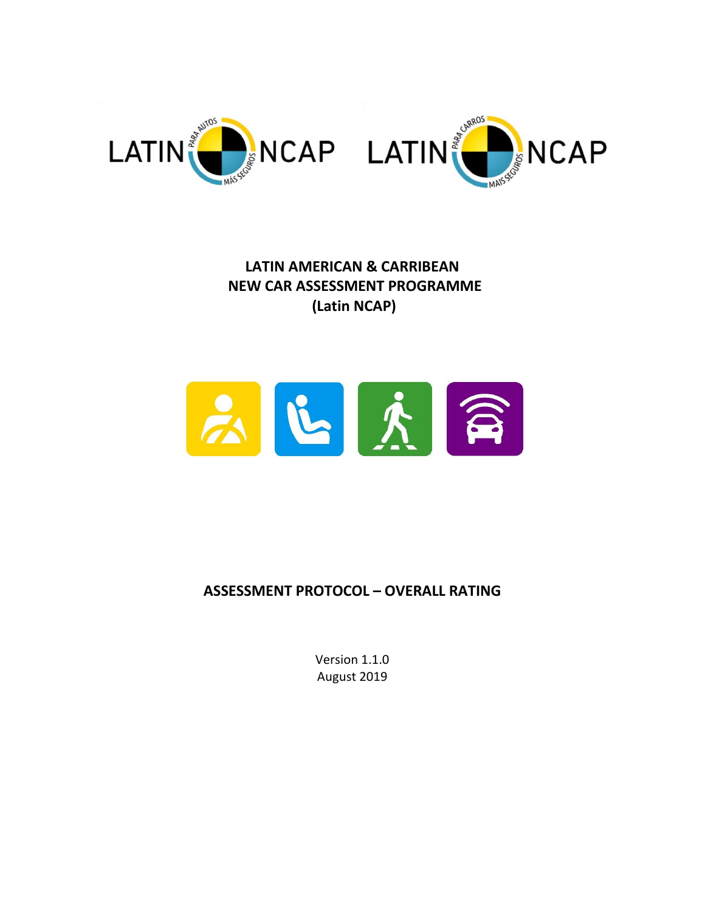LATIN PARA AUTOS MÁS SEGUROS NCAP LATIN PARA CARROS MÁS SEGUROS NCAP

# LATIN AMERICAN & CARRIBEAN NEW CAR ASSESSMENT PROGRAMME (Latin NCAP)

## ASSESSMENT PROTOCOL – OVERALL RATING

Version 1.1.0
August 2019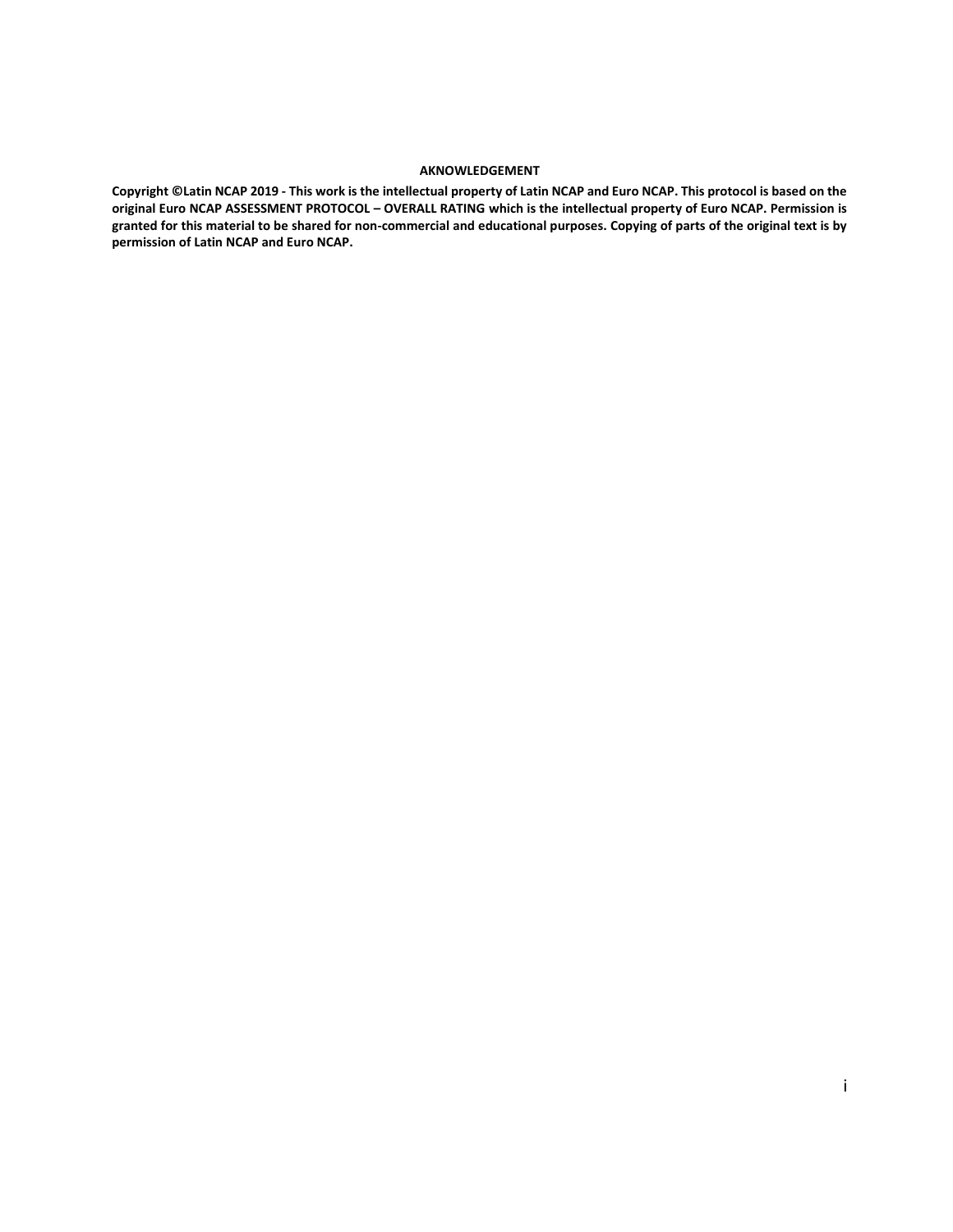**AKNOWLEDGEMENT**

**Copyright ©Latin NCAP 2019 - This work is the intellectual property of Latin NCAP and Euro NCAP. This protocol is based on the original Euro NCAP ASSESSMENT PROTOCOL – OVERALL RATING which is the intellectual property of Euro NCAP. Permission is granted for this material to be shared for non-commercial and educational purposes. Copying of parts of the original text is by permission of Latin NCAP and Euro NCAP.**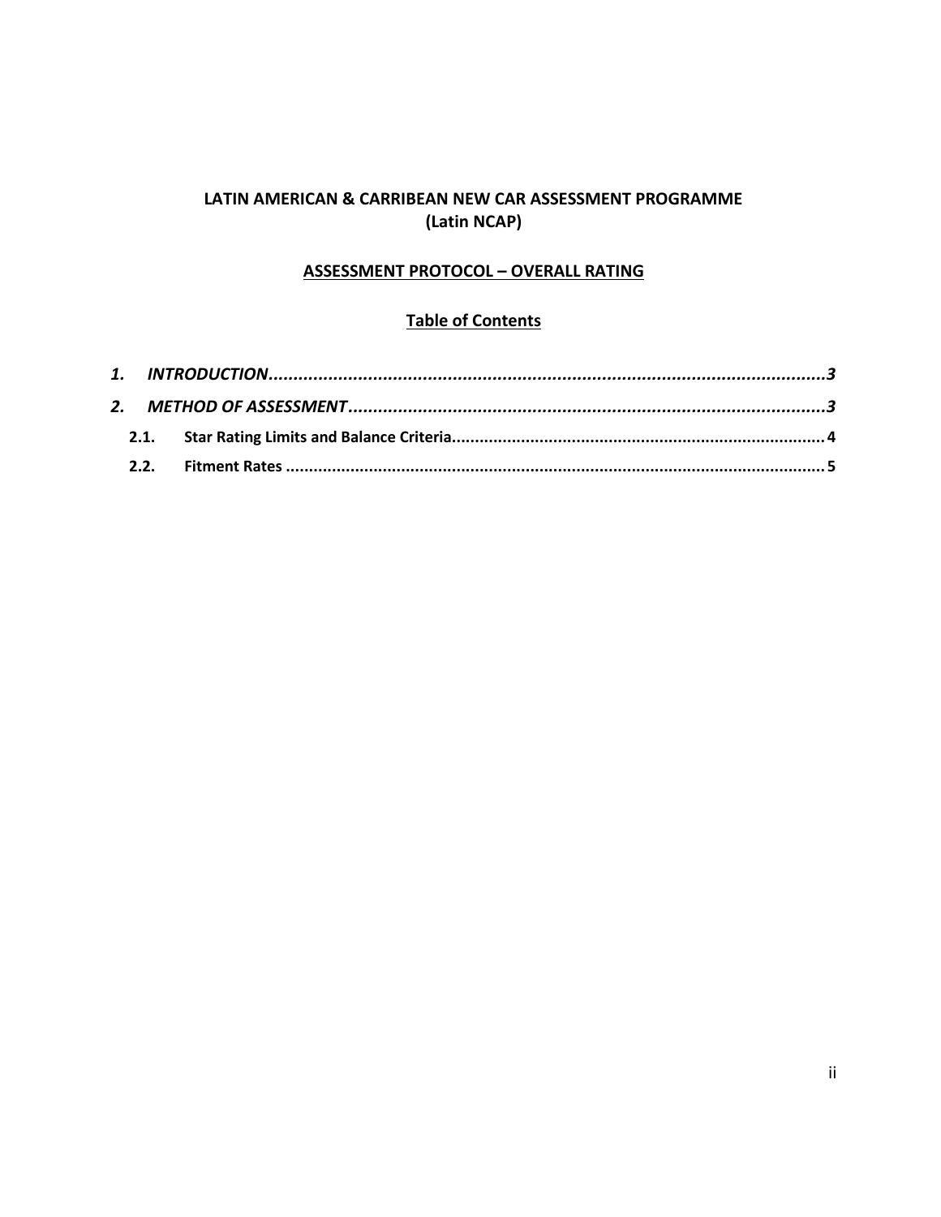**LATIN AMERICAN & CARRIBEAN NEW CAR ASSESSMENT PROGRAMME**
**(Latin NCAP)**

**ASSESSMENT PROTOCOL – OVERALL RATING**

**Table of Contents**

***1. INTRODUCTION*** ........................................................................................................ ***3***

***2. METHOD OF ASSESSMENT*** ......................................................................................... ***3***

**2.1. Star Rating Limits and Balance Criteria** ........................................................................ **4**

**2.2. Fitment Rates** ................................................................................................................ **5**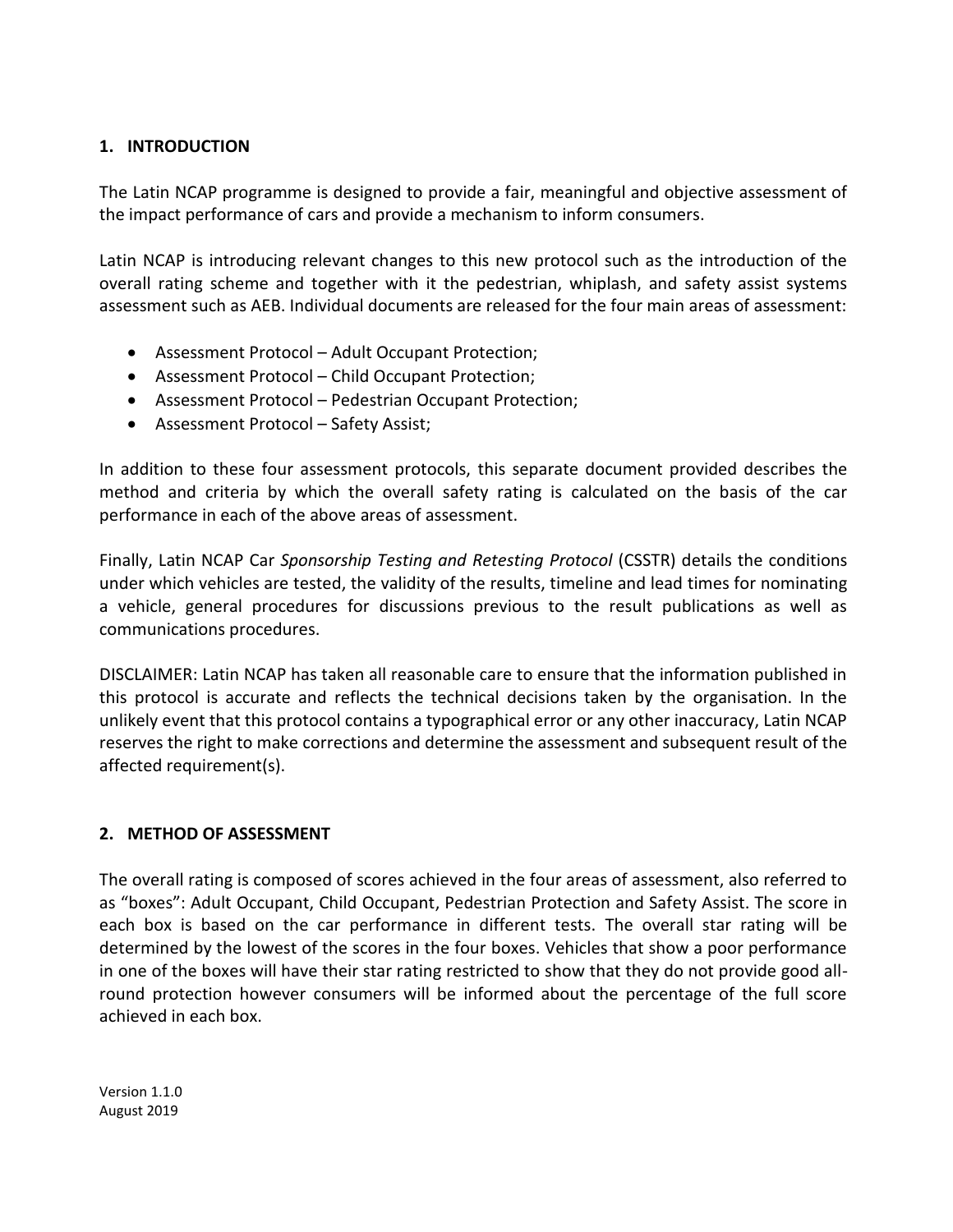## 1. INTRODUCTION

The Latin NCAP programme is designed to provide a fair, meaningful and objective assessment of the impact performance of cars and provide a mechanism to inform consumers.

Latin NCAP is introducing relevant changes to this new protocol such as the introduction of the overall rating scheme and together with it the pedestrian, whiplash, and safety assist systems assessment such as AEB. Individual documents are released for the four main areas of assessment:

- Assessment Protocol – Adult Occupant Protection;
- Assessment Protocol – Child Occupant Protection;
- Assessment Protocol – Pedestrian Occupant Protection;
- Assessment Protocol – Safety Assist;

In addition to these four assessment protocols, this separate document provided describes the method and criteria by which the overall safety rating is calculated on the basis of the car performance in each of the above areas of assessment.

Finally, Latin NCAP Car *Sponsorship Testing and Retesting Protocol* (CSSTR) details the conditions under which vehicles are tested, the validity of the results, timeline and lead times for nominating a vehicle, general procedures for discussions previous to the result publications as well as communications procedures.

DISCLAIMER: Latin NCAP has taken all reasonable care to ensure that the information published in this protocol is accurate and reflects the technical decisions taken by the organisation. In the unlikely event that this protocol contains a typographical error or any other inaccuracy, Latin NCAP reserves the right to make corrections and determine the assessment and subsequent result of the affected requirement(s).

## 2. METHOD OF ASSESSMENT

The overall rating is composed of scores achieved in the four areas of assessment, also referred to as "boxes": Adult Occupant, Child Occupant, Pedestrian Protection and Safety Assist. The score in each box is based on the car performance in different tests. The overall star rating will be determined by the lowest of the scores in the four boxes. Vehicles that show a poor performance in one of the boxes will have their star rating restricted to show that they do not provide good all-round protection however consumers will be informed about the percentage of the full score achieved in each box.

Version 1.1.0
August 2019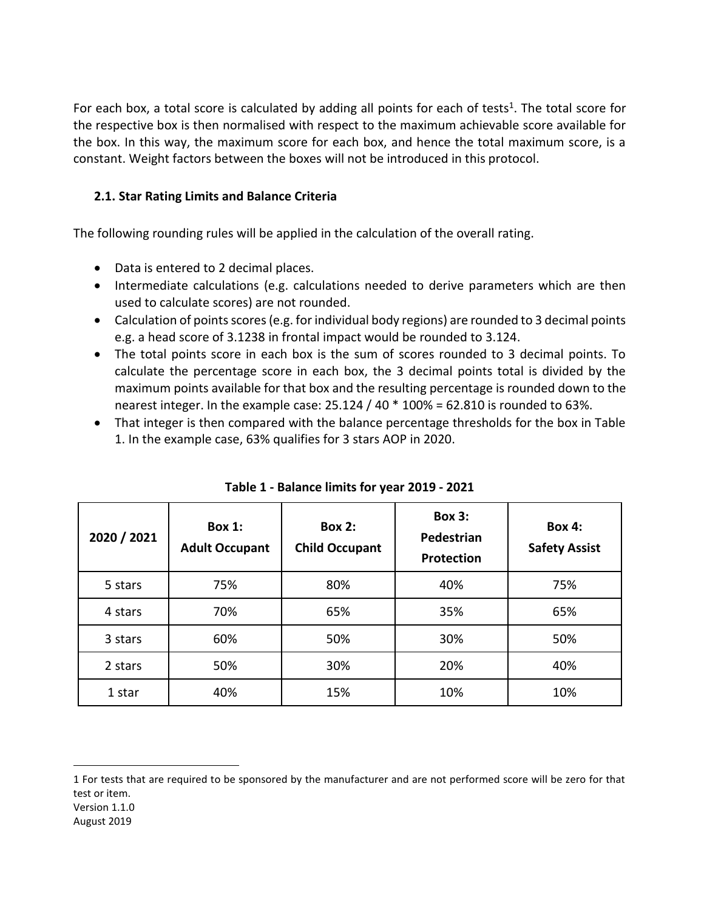For each box, a total score is calculated by adding all points for each of tests[1]. The total score for the respective box is then normalised with respect to the maximum achievable score available for the box. In this way, the maximum score for each box, and hence the total maximum score, is a constant. Weight factors between the boxes will not be introduced in this protocol.

### 2.1. Star Rating Limits and Balance Criteria

The following rounding rules will be applied in the calculation of the overall rating.

- Data is entered to 2 decimal places.
- Intermediate calculations (e.g. calculations needed to derive parameters which are then used to calculate scores) are not rounded.
- Calculation of points scores (e.g. for individual body regions) are rounded to 3 decimal points e.g. a head score of 3.1238 in frontal impact would be rounded to 3.124.
- The total points score in each box is the sum of scores rounded to 3 decimal points. To calculate the percentage score in each box, the 3 decimal points total is divided by the maximum points available for that box and the resulting percentage is rounded down to the nearest integer. In the example case: 25.124 / 40 * 100% = 62.810 is rounded to 63%.
- That integer is then compared with the balance percentage thresholds for the box in Table 1. In the example case, 63% qualifies for 3 stars AOP in 2020.

**Table 1 - Balance limits for year 2019 - 2021**

| 2020 / 2021 | Box 1: Adult Occupant | Box 2: Child Occupant | Box 3: Pedestrian Protection | Box 4: Safety Assist |
|---|---|---|---|---|
| 5 stars | 75% | 80% | 40% | 75% |
| 4 stars | 70% | 65% | 35% | 65% |
| 3 stars | 60% | 50% | 30% | 50% |
| 2 stars | 50% | 30% | 20% | 40% |
| 1 star | 40% | 15% | 10% | 10% |

[1] For tests that are required to be sponsored by the manufacturer and are not performed score will be zero for that test or item.

Version 1.1.0
August 2019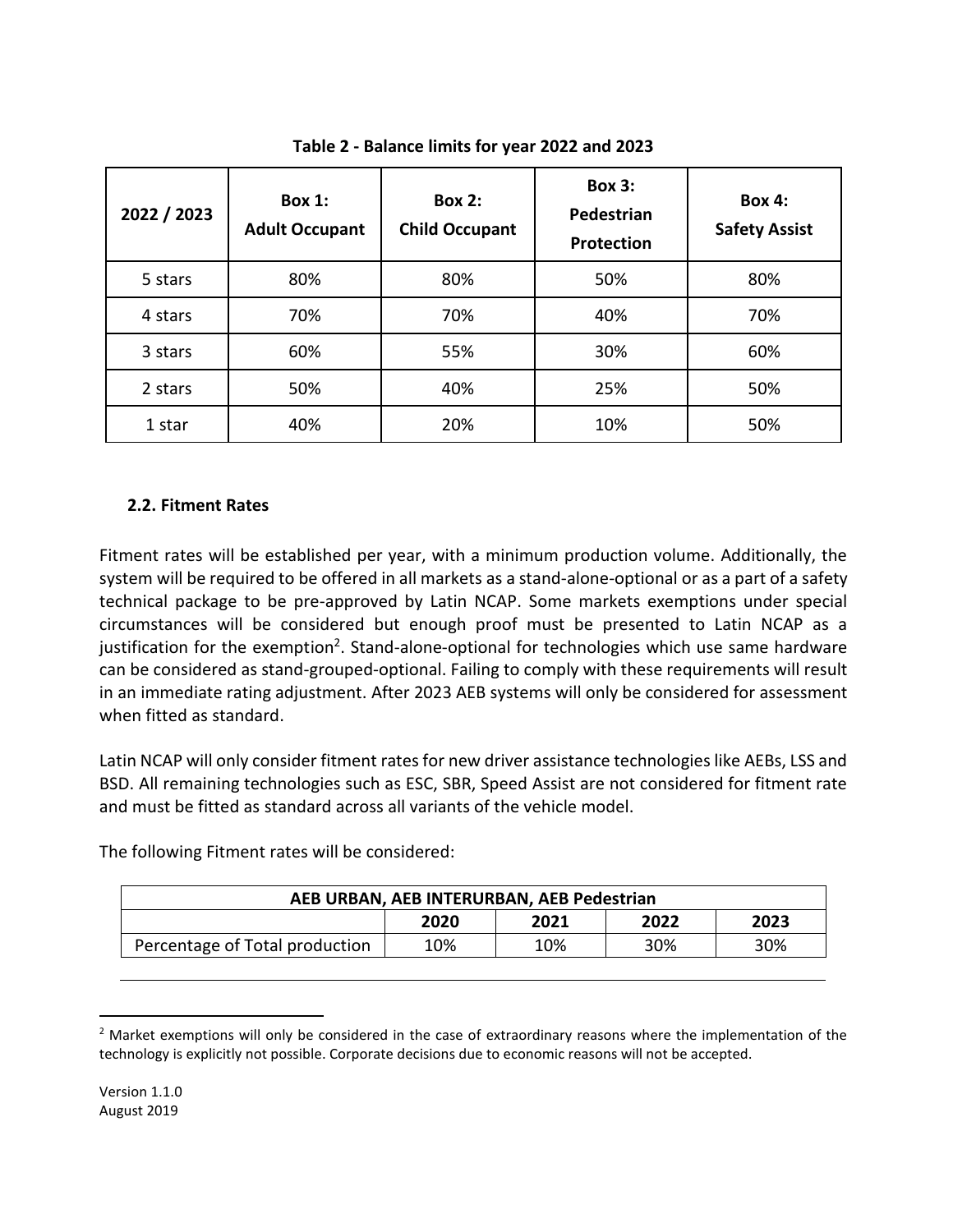**Table 2 - Balance limits for year 2022 and 2023**

| 2022 / 2023 | Box 1: Adult Occupant | Box 2: Child Occupant | Box 3: Pedestrian Protection | Box 4: Safety Assist |
|---|---|---|---|---|
| 5 stars | 80% | 80% | 50% | 80% |
| 4 stars | 70% | 70% | 40% | 70% |
| 3 stars | 60% | 55% | 30% | 60% |
| 2 stars | 50% | 40% | 25% | 50% |
| 1 star | 40% | 20% | 10% | 50% |

### 2.2. Fitment Rates

Fitment rates will be established per year, with a minimum production volume. Additionally, the system will be required to be offered in all markets as a stand-alone-optional or as a part of a safety technical package to be pre-approved by Latin NCAP. Some markets exemptions under special circumstances will be considered but enough proof must be presented to Latin NCAP as a justification for the exemption[2]. Stand-alone-optional for technologies which use same hardware can be considered as stand-grouped-optional. Failing to comply with these requirements will result in an immediate rating adjustment. After 2023 AEB systems will only be considered for assessment when fitted as standard.

Latin NCAP will only consider fitment rates for new driver assistance technologies like AEBs, LSS and BSD. All remaining technologies such as ESC, SBR, Speed Assist are not considered for fitment rate and must be fitted as standard across all variants of the vehicle model.

The following Fitment rates will be considered:

| AEB URBAN, AEB INTERURBAN, AEB Pedestrian | | | | |
|---|---|---|---|---|
| | 2020 | 2021 | 2022 | 2023 |
| Percentage of Total production | 10% | 10% | 30% | 30% |

[2] Market exemptions will only be considered in the case of extraordinary reasons where the implementation of the technology is explicitly not possible. Corporate decisions due to economic reasons will not be accepted.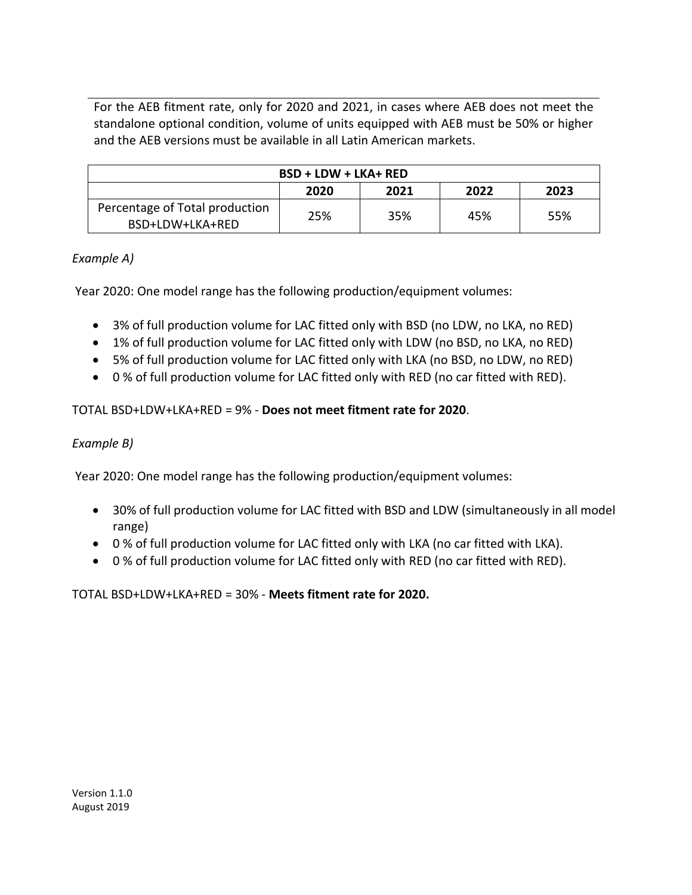For the AEB fitment rate, only for 2020 and 2021, in cases where AEB does not meet the standalone optional condition, volume of units equipped with AEB must be 50% or higher and the AEB versions must be available in all Latin American markets.

| BSD + LDW + LKA+ RED | | | | |
|---|---|---|---|---|
| | 2020 | 2021 | 2022 | 2023 |
| Percentage of Total production BSD+LDW+LKA+RED | 25% | 35% | 45% | 55% |

*Example A)*

Year 2020: One model range has the following production/equipment volumes:

- 3% of full production volume for LAC fitted only with BSD (no LDW, no LKA, no RED)
- 1% of full production volume for LAC fitted only with LDW (no BSD, no LKA, no RED)
- 5% of full production volume for LAC fitted only with LKA (no BSD, no LDW, no RED)
- 0 % of full production volume for LAC fitted only with RED (no car fitted with RED).

TOTAL BSD+LDW+LKA+RED = 9% - **Does not meet fitment rate for 2020**.

*Example B)*

Year 2020: One model range has the following production/equipment volumes:

- 30% of full production volume for LAC fitted with BSD and LDW (simultaneously in all model range)
- 0 % of full production volume for LAC fitted only with LKA (no car fitted with LKA).
- 0 % of full production volume for LAC fitted only with RED (no car fitted with RED).

TOTAL BSD+LDW+LKA+RED = 30% - **Meets fitment rate for 2020.**

Version 1.1.0
August 2019